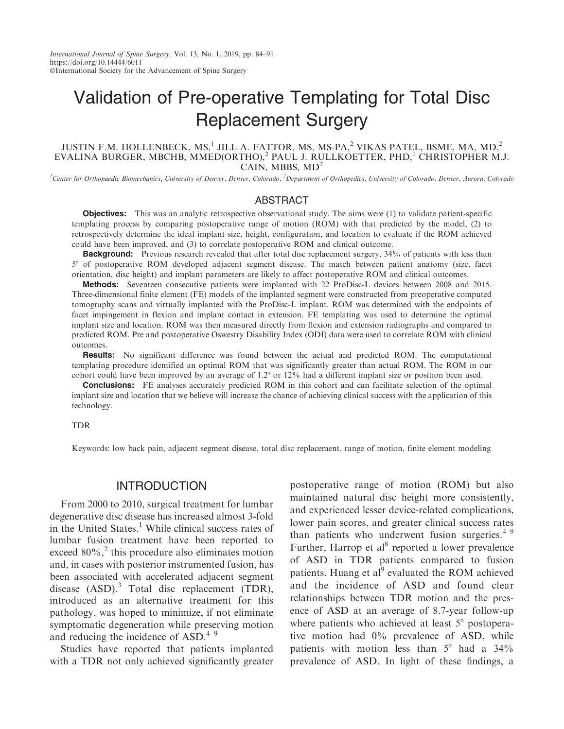# Validation of Pre-operative Templating for Total Disc Replacement Surgery

JUSTIN F.M. HOLLENBECK, MS,[1] JILL A. FATTOR, MS, MS-PA,[2] VIKAS PATEL, BSME, MA, MD,[2] EVALINA BURGER, MBCHB, MMED(ORTHO),[2] PAUL J. RULLKOETTER, PHD,[1] CHRISTOPHER M.J. CAIN, MBBS, MD[2]

[1]Center for Orthopaedic Biomechanics, University of Denver, Denver, Colorado, [2]Department of Orthopedics, University of Colorado, Denver, Aurora, Colorado

## ABSTRACT

**Objectives:** This was an analytic retrospective observational study. The aims were (1) to validate patient-specific templating process by comparing postoperative range of motion (ROM) with that predicted by the model, (2) to retrospectively determine the ideal implant size, height, configuration, and location to evaluate if the ROM achieved could have been improved, and (3) to correlate postoperative ROM and clinical outcome.

**Background:** Previous research revealed that after total disc replacement surgery, 34% of patients with less than 5° of postoperative ROM developed adjacent segment disease. The match between patient anatomy (size, facet orientation, disc height) and implant parameters are likely to affect postoperative ROM and clinical outcomes.

**Methods:** Seventeen consecutive patients were implanted with 22 ProDisc-L devices between 2008 and 2015. Three-dimensional finite element (FE) models of the implanted segment were constructed from preoperative computed tomography scans and virtually implanted with the ProDisc-L implant. ROM was determined with the endpoints of facet impingement in flexion and implant contact in extension. FE templating was used to determine the optimal implant size and location. ROM was then measured directly from flexion and extension radiographs and compared to predicted ROM. Pre and postoperative Oswestry Disability Index (ODI) data were used to correlate ROM with clinical outcomes.

**Results:** No significant difference was found between the actual and predicted ROM. The computational templating procedure identified an optimal ROM that was significantly greater than actual ROM. The ROM in our cohort could have been improved by an average of 1.2° or 12% had a different implant size or position been used.

**Conclusions:** FE analyses accurately predicted ROM in this cohort and can facilitate selection of the optimal implant size and location that we believe will increase the chance of achieving clinical success with the application of this technology.

TDR

Keywords: low back pain, adjacent segment disease, total disc replacement, range of motion, finite element modeling

## INTRODUCTION

From 2000 to 2010, surgical treatment for lumbar degenerative disc disease has increased almost 3-fold in the United States.[1] While clinical success rates of lumbar fusion treatment have been reported to exceed 80%,[2] this procedure also eliminates motion and, in cases with posterior instrumented fusion, has been associated with accelerated adjacent segment disease (ASD).[3] Total disc replacement (TDR), introduced as an alternative treatment for this pathology, was hoped to minimize, if not eliminate symptomatic degeneration while preserving motion and reducing the incidence of ASD.[4–9]

Studies have reported that patients implanted with a TDR not only achieved significantly greater postoperative range of motion (ROM) but also maintained natural disc height more consistently, and experienced lesser device-related complications, lower pain scores, and greater clinical success rates than patients who underwent fusion surgeries.[4–9] Further, Harrop et al[8] reported a lower prevalence of ASD in TDR patients compared to fusion patients. Huang et al[9] evaluated the ROM achieved and the incidence of ASD and found clear relationships between TDR motion and the presence of ASD at an average of 8.7-year follow-up where patients who achieved at least 5° postoperative motion had 0% prevalence of ASD, while patients with motion less than 5° had a 34% prevalence of ASD. In light of these findings, a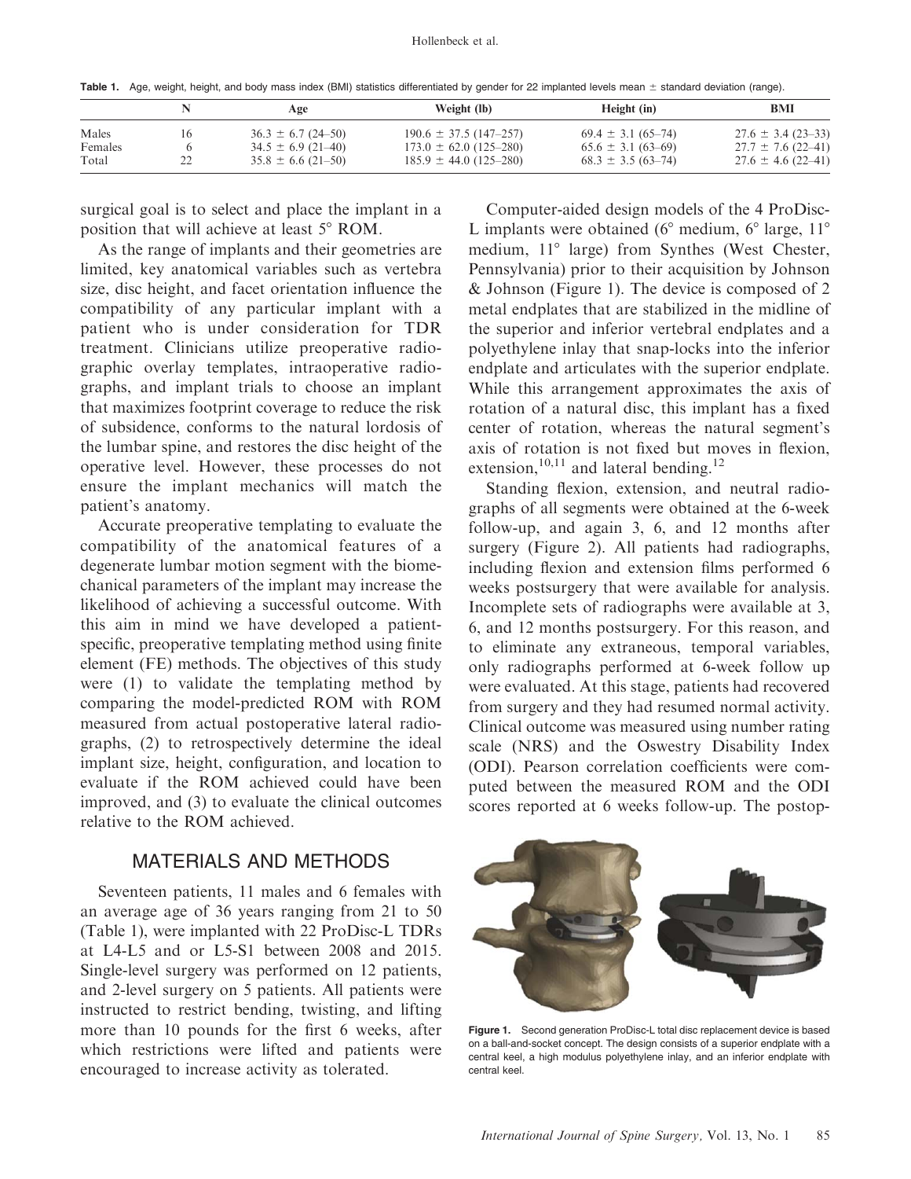**Table 1.** Age, weight, height, and body mass index (BMI) statistics differentiated by gender for 22 implanted levels mean ± standard deviation (range).

| | N | Age | Weight (lb) | Height (in) | BMI |
|---|---|---|---|---|---|
| Males | 16 | 36.3 ± 6.7 (24–50) | 190.6 ± 37.5 (147–257) | 69.4 ± 3.1 (65–74) | 27.6 ± 3.4 (23–33) |
| Females | 6 | 34.5 ± 6.9 (21–40) | 173.0 ± 62.0 (125–280) | 65.6 ± 3.1 (63–69) | 27.7 ± 7.6 (22–41) |
| Total | 22 | 35.8 ± 6.6 (21–50) | 185.9 ± 44.0 (125–280) | 68.3 ± 3.5 (63–74) | 27.6 ± 4.6 (22–41) |

surgical goal is to select and place the implant in a position that will achieve at least 5° ROM.

As the range of implants and their geometries are limited, key anatomical variables such as vertebra size, disc height, and facet orientation influence the compatibility of any particular implant with a patient who is under consideration for TDR treatment. Clinicians utilize preoperative radiographic overlay templates, intraoperative radiographs, and implant trials to choose an implant that maximizes footprint coverage to reduce the risk of subsidence, conforms to the natural lordosis of the lumbar spine, and restores the disc height of the operative level. However, these processes do not ensure the implant mechanics will match the patient's anatomy.

Accurate preoperative templating to evaluate the compatibility of the anatomical features of a degenerate lumbar motion segment with the biomechanical parameters of the implant may increase the likelihood of achieving a successful outcome. With this aim in mind we have developed a patient-specific, preoperative templating method using finite element (FE) methods. The objectives of this study were (1) to validate the templating method by comparing the model-predicted ROM with ROM measured from actual postoperative lateral radiographs, (2) to retrospectively determine the ideal implant size, height, configuration, and location to evaluate if the ROM achieved could have been improved, and (3) to evaluate the clinical outcomes relative to the ROM achieved.

## MATERIALS AND METHODS

Seventeen patients, 11 males and 6 females with an average age of 36 years ranging from 21 to 50 (Table 1), were implanted with 22 ProDisc-L TDRs at L4-L5 and or L5-S1 between 2008 and 2015. Single-level surgery was performed on 12 patients, and 2-level surgery on 5 patients. All patients were instructed to restrict bending, twisting, and lifting more than 10 pounds for the first 6 weeks, after which restrictions were lifted and patients were encouraged to increase activity as tolerated.

Computer-aided design models of the 4 ProDisc-L implants were obtained (6° medium, 6° large, 11° medium, 11° large) from Synthes (West Chester, Pennsylvania) prior to their acquisition by Johnson & Johnson (Figure 1). The device is composed of 2 metal endplates that are stabilized in the midline of the superior and inferior vertebral endplates and a polyethylene inlay that snap-locks into the inferior endplate and articulates with the superior endplate. While this arrangement approximates the axis of rotation of a natural disc, this implant has a fixed center of rotation, whereas the natural segment's axis of rotation is not fixed but moves in flexion, extension,[10,11] and lateral bending.[12]

Standing flexion, extension, and neutral radiographs of all segments were obtained at the 6-week follow-up, and again 3, 6, and 12 months after surgery (Figure 2). All patients had radiographs, including flexion and extension films performed 6 weeks postsurgery that were available for analysis. Incomplete sets of radiographs were available at 3, 6, and 12 months postsurgery. For this reason, and to eliminate any extraneous, temporal variables, only radiographs performed at 6-week follow up were evaluated. At this stage, patients had recovered from surgery and they had resumed normal activity. Clinical outcome was measured using number rating scale (NRS) and the Oswestry Disability Index (ODI). Pearson correlation coefficients were computed between the measured ROM and the ODI scores reported at 6 weeks follow-up. The postop-

**Figure 1.** Second generation ProDisc-L total disc replacement device is based on a ball-and-socket concept. The design consists of a superior endplate with a central keel, a high modulus polyethylene inlay, and an inferior endplate with central keel.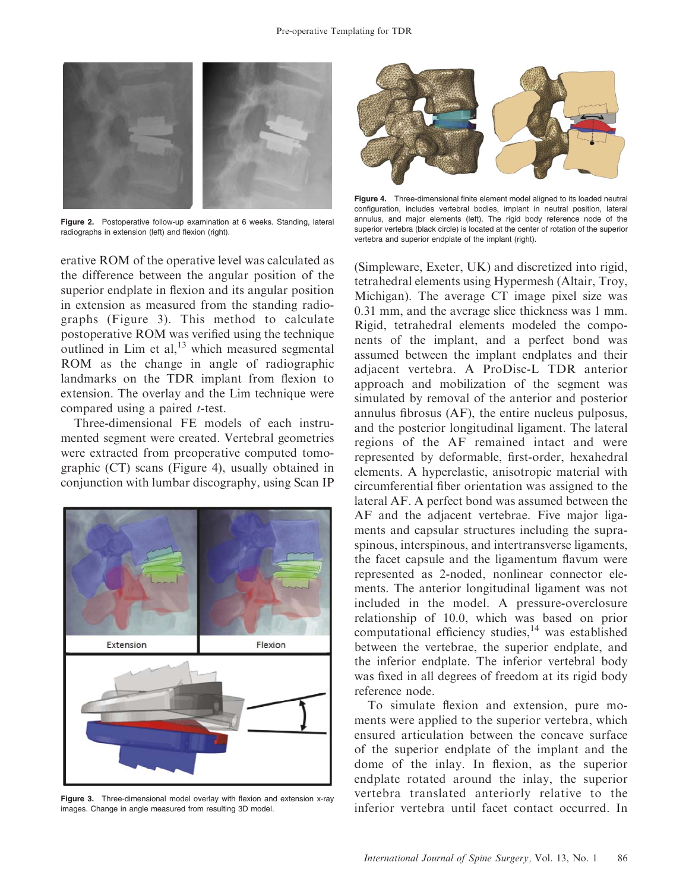Figure 2. Postoperative follow-up examination at 6 weeks. Standing, lateral radiographs in extension (left) and flexion (right).

erative ROM of the operative level was calculated as the difference between the angular position of the superior endplate in flexion and its angular position in extension as measured from the standing radiographs (Figure 3). This method to calculate postoperative ROM was verified using the technique outlined in Lim et al,[13] which measured segmental ROM as the change in angle of radiographic landmarks on the TDR implant from flexion to extension. The overlay and the Lim technique were compared using a paired *t*-test.

Three-dimensional FE models of each instrumented segment were created. Vertebral geometries were extracted from preoperative computed tomographic (CT) scans (Figure 4), usually obtained in conjunction with lumbar discography, using Scan IP

Figure 3. Three-dimensional model overlay with flexion and extension x-ray images. Change in angle measured from resulting 3D model.

Figure 4. Three-dimensional finite element model aligned to its loaded neutral configuration, includes vertebral bodies, implant in neutral position, lateral annulus, and major elements (left). The rigid body reference node of the superior vertebra (black circle) is located at the center of rotation of the superior vertebra and superior endplate of the implant (right).

(Simpleware, Exeter, UK) and discretized into rigid, tetrahedral elements using Hypermesh (Altair, Troy, Michigan). The average CT image pixel size was 0.31 mm, and the average slice thickness was 1 mm. Rigid, tetrahedral elements modeled the components of the implant, and a perfect bond was assumed between the implant endplates and their adjacent vertebra. A ProDisc-L TDR anterior approach and mobilization of the segment was simulated by removal of the anterior and posterior annulus fibrosus (AF), the entire nucleus pulposus, and the posterior longitudinal ligament. The lateral regions of the AF remained intact and were represented by deformable, first-order, hexahedral elements. A hyperelastic, anisotropic material with circumferential fiber orientation was assigned to the lateral AF. A perfect bond was assumed between the AF and the adjacent vertebrae. Five major ligaments and capsular structures including the supraspinous, interspinous, and intertransverse ligaments, the facet capsule and the ligamentum flavum were represented as 2-noded, nonlinear connector elements. The anterior longitudinal ligament was not included in the model. A pressure-overclosure relationship of 10.0, which was based on prior computational efficiency studies,[14] was established between the vertebrae, the superior endplate, and the inferior endplate. The inferior vertebral body was fixed in all degrees of freedom at its rigid body reference node.

To simulate flexion and extension, pure moments were applied to the superior vertebra, which ensured articulation between the concave surface of the superior endplate of the implant and the dome of the inlay. In flexion, as the superior endplate rotated around the inlay, the superior vertebra translated anteriorly relative to the inferior vertebra until facet contact occurred. In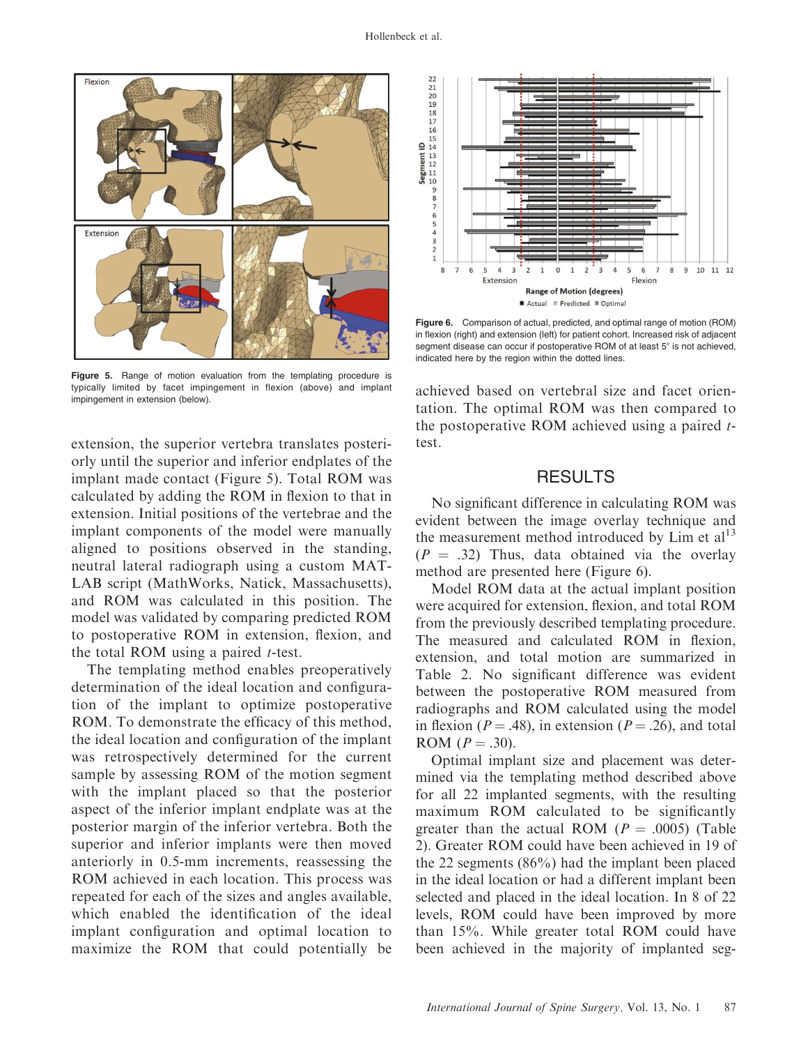Figure 5. Range of motion evaluation from the templating procedure is typically limited by facet impingement in flexion (above) and implant impingement in extension (below).

extension, the superior vertebra translates posteriorly until the superior and inferior endplates of the implant made contact (Figure 5). Total ROM was calculated by adding the ROM in flexion to that in extension. Initial positions of the vertebrae and the implant components of the model were manually aligned to positions observed in the standing, neutral lateral radiograph using a custom MATLAB script (MathWorks, Natick, Massachusetts), and ROM was calculated in this position. The model was validated by comparing predicted ROM to postoperative ROM in extension, flexion, and the total ROM using a paired *t*-test.

The templating method enables preoperatively determination of the ideal location and configuration of the implant to optimize postoperative ROM. To demonstrate the efficacy of this method, the ideal location and configuration of the implant was retrospectively determined for the current sample by assessing ROM of the motion segment with the implant placed so that the posterior aspect of the inferior implant endplate was at the posterior margin of the inferior vertebra. Both the superior and inferior implants were then moved anteriorly in 0.5-mm increments, reassessing the ROM achieved in each location. This process was repeated for each of the sizes and angles available, which enabled the identification of the ideal implant configuration and optimal location to maximize the ROM that could potentially be achieved based on vertebral size and facet orientation. The optimal ROM was then compared to the postoperative ROM achieved using a paired *t*-test.

Figure 6. Comparison of actual, predicted, and optimal range of motion (ROM) in flexion (right) and extension (left) for patient cohort. Increased risk of adjacent segment disease can occur if postoperative ROM of at least 5° is not achieved, indicated here by the region within the dotted lines.

## RESULTS

No significant difference in calculating ROM was evident between the image overlay technique and the measurement method introduced by Lim et al[13] ($P = .32$) Thus, data obtained via the overlay method are presented here (Figure 6).

Model ROM data at the actual implant position were acquired for extension, flexion, and total ROM from the previously described templating procedure. The measured and calculated ROM in flexion, extension, and total motion are summarized in Table 2. No significant difference was evident between the postoperative ROM measured from radiographs and ROM calculated using the model in flexion ($P = .48$), in extension ($P = .26$), and total ROM ($P = .30$).

Optimal implant size and placement was determined via the templating method described above for all 22 implanted segments, with the resulting maximum ROM calculated to be significantly greater than the actual ROM ($P = .0005$) (Table 2). Greater ROM could have been achieved in 19 of the 22 segments (86%) had the implant been placed in the ideal location or had a different implant been selected and placed in the ideal location. In 8 of 22 levels, ROM could have been improved by more than 15%. While greater total ROM could have been achieved in the majority of implanted seg-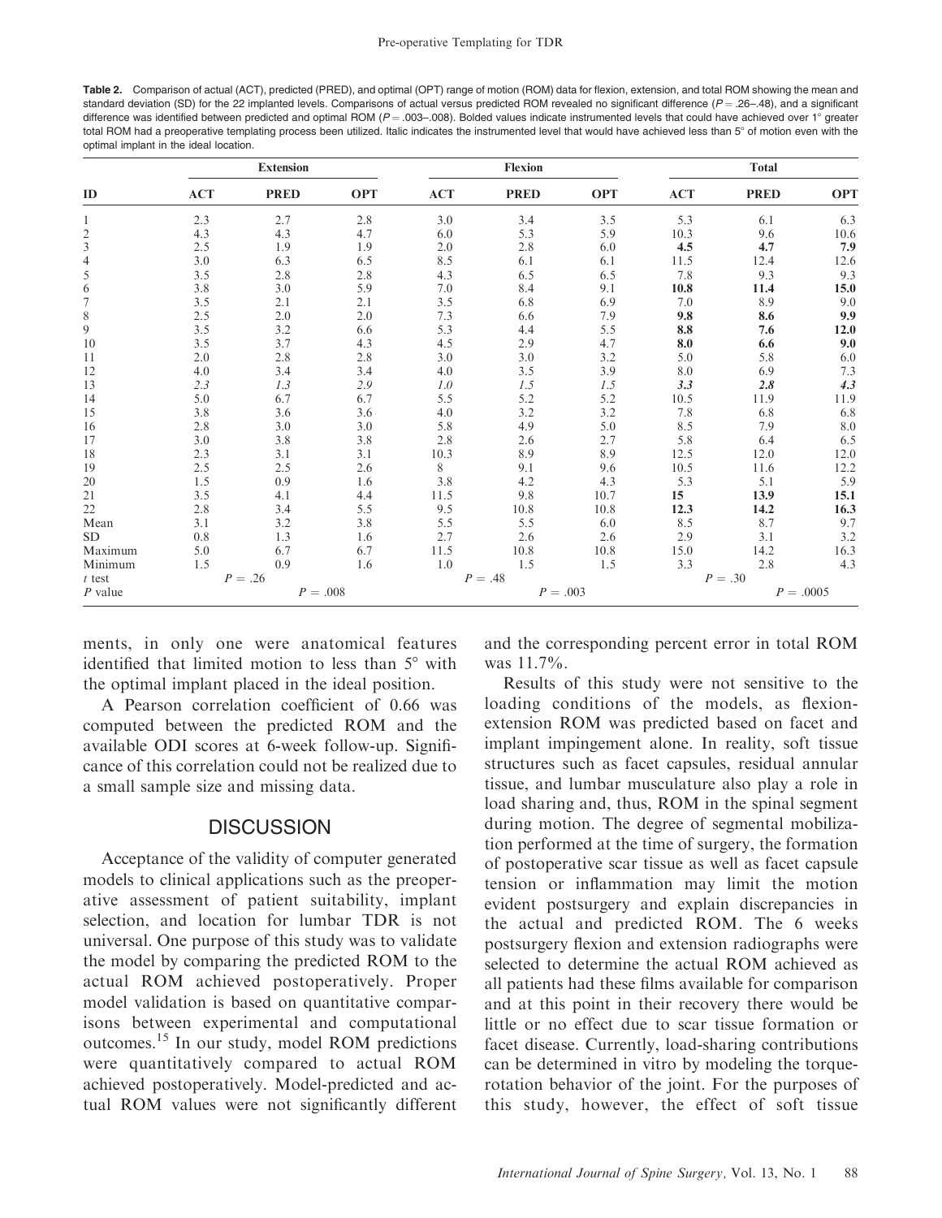**Table 2.** Comparison of actual (ACT), predicted (PRED), and optimal (OPT) range of motion (ROM) data for flexion, extension, and total ROM showing the mean and standard deviation (SD) for the 22 implanted levels. Comparisons of actual versus predicted ROM revealed no significant difference ($P = .26$–$.48$), and a significant difference was identified between predicted and optimal ROM ($P = .003$–$.008$). Bolded values indicate instrumented levels that could have achieved over 1° greater total ROM had a preoperative templating process been utilized. Italic indicates the instrumented level that would have achieved less than 5° of motion even with the optimal implant in the ideal location.

| ID | Extension | | | Flexion | | | Total | | |
|---|---|---|---|---|---|---|---|---|---|
| | ACT | PRED | OPT | ACT | PRED | OPT | ACT | PRED | OPT |
| 1 | 2.3 | 2.7 | 2.8 | 3.0 | 3.4 | 3.5 | 5.3 | 6.1 | 6.3 |
| 2 | 4.3 | 4.3 | 4.7 | 6.0 | 5.3 | 5.9 | 10.3 | 9.6 | 10.6 |
| 3 | 2.5 | 1.9 | 1.9 | 2.0 | 2.8 | 6.0 | **4.5** | **4.7** | **7.9** |
| 4 | 3.0 | 6.3 | 6.5 | 8.5 | 6.1 | 6.1 | 11.5 | 12.4 | 12.6 |
| 5 | 3.5 | 2.8 | 2.8 | 4.3 | 6.5 | 6.5 | 7.8 | 9.3 | 9.3 |
| 6 | 3.8 | 3.0 | 5.9 | 7.0 | 8.4 | 9.1 | **10.8** | **11.4** | **15.0** |
| 7 | 3.5 | 2.1 | 2.1 | 3.5 | 6.8 | 6.9 | 7.0 | 8.9 | 9.0 |
| 8 | 2.5 | 2.0 | 2.0 | 7.3 | 6.6 | 7.9 | **9.8** | **8.6** | **9.9** |
| 9 | 3.5 | 3.2 | 6.6 | 5.3 | 4.4 | 5.5 | **8.8** | **7.6** | **12.0** |
| 10 | 3.5 | 3.7 | 4.3 | 4.5 | 2.9 | 4.7 | **8.0** | **6.6** | **9.0** |
| 11 | 2.0 | 2.8 | 2.8 | 3.0 | 3.0 | 3.2 | 5.0 | 5.8 | 6.0 |
| 12 | 4.0 | 3.4 | 3.4 | 4.0 | 3.5 | 3.9 | 8.0 | 6.9 | 7.3 |
| 13 | *2.3* | *1.3* | *2.9* | *1.0* | *1.5* | *1.5* | ***3.3*** | ***2.8*** | ***4.3*** |
| 14 | 5.0 | 6.7 | 6.7 | 5.5 | 5.2 | 5.2 | 10.5 | 11.9 | 11.9 |
| 15 | 3.8 | 3.6 | 3.6 | 4.0 | 3.2 | 3.2 | 7.8 | 6.8 | 6.8 |
| 16 | 2.8 | 3.0 | 3.0 | 5.8 | 4.9 | 5.0 | 8.5 | 7.9 | 8.0 |
| 17 | 3.0 | 3.8 | 3.8 | 2.8 | 2.6 | 2.7 | 5.8 | 6.4 | 6.5 |
| 18 | 2.3 | 3.1 | 3.1 | 10.3 | 8.9 | 8.9 | 12.5 | 12.0 | 12.0 |
| 19 | 2.5 | 2.5 | 2.6 | 8 | 9.1 | 9.6 | 10.5 | 11.6 | 12.2 |
| 20 | 1.5 | 0.9 | 1.6 | 3.8 | 4.2 | 4.3 | 5.3 | 5.1 | 5.9 |
| 21 | 3.5 | 4.1 | 4.4 | 11.5 | 9.8 | 10.7 | **15** | **13.9** | **15.1** |
| 22 | 2.8 | 3.4 | 5.5 | 9.5 | 10.8 | 10.8 | **12.3** | **14.2** | **16.3** |
| Mean | 3.1 | 3.2 | 3.8 | 5.5 | 5.5 | 6.0 | 8.5 | 8.7 | 9.7 |
| SD | 0.8 | 1.3 | 1.6 | 2.7 | 2.6 | 2.6 | 2.9 | 3.1 | 3.2 |
| Maximum | 5.0 | 6.7 | 6.7 | 11.5 | 10.8 | 10.8 | 15.0 | 14.2 | 16.3 |
| Minimum | 1.5 | 0.9 | 1.6 | 1.0 | 1.5 | 1.5 | 3.3 | 2.8 | 4.3 |
| $t$ test | $P = .26$ | | | $P = .48$ | | | $P = .30$ | | |
| $P$ value | | $P = .008$ | | | $P = .003$ | | | $P = .0005$ | |

ments, in only one were anatomical features identified that limited motion to less than 5° with the optimal implant placed in the ideal position.

A Pearson correlation coefficient of 0.66 was computed between the predicted ROM and the available ODI scores at 6-week follow-up. Significance of this correlation could not be realized due to a small sample size and missing data.

## DISCUSSION

Acceptance of the validity of computer generated models to clinical applications such as the preoperative assessment of patient suitability, implant selection, and location for lumbar TDR is not universal. One purpose of this study was to validate the model by comparing the predicted ROM to the actual ROM achieved postoperatively. Proper model validation is based on quantitative comparisons between experimental and computational outcomes.[15] In our study, model ROM predictions were quantitatively compared to actual ROM achieved postoperatively. Model-predicted and actual ROM values were not significantly different and the corresponding percent error in total ROM was 11.7%.

Results of this study were not sensitive to the loading conditions of the models, as flexion-extension ROM was predicted based on facet and implant impingement alone. In reality, soft tissue structures such as facet capsules, residual annular tissue, and lumbar musculature also play a role in load sharing and, thus, ROM in the spinal segment during motion. The degree of segmental mobilization performed at the time of surgery, the formation of postoperative scar tissue as well as facet capsule tension or inflammation may limit the motion evident postsurgery and explain discrepancies in the actual and predicted ROM. The 6 weeks postsurgery flexion and extension radiographs were selected to determine the actual ROM achieved as all patients had these films available for comparison and at this point in their recovery there would be little or no effect due to scar tissue formation or facet disease. Currently, load-sharing contributions can be determined in vitro by modeling the torque-rotation behavior of the joint. For the purposes of this study, however, the effect of soft tissue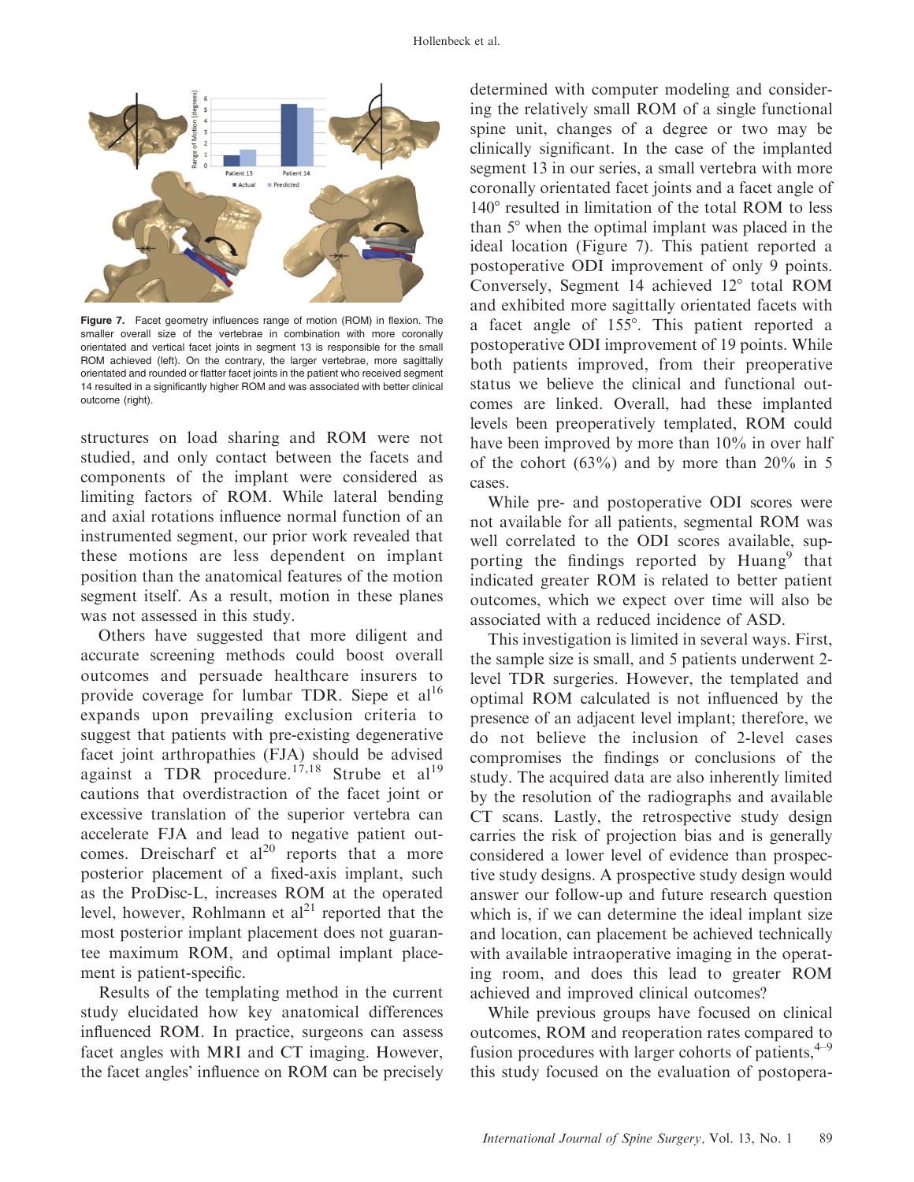Figure 7. Facet geometry influences range of motion (ROM) in flexion. The smaller overall size of the vertebrae in combination with more coronally orientated and vertical facet joints in segment 13 is responsible for the small ROM achieved (left). On the contrary, the larger vertebrae, more sagittally orientated and rounded or flatter facet joints in the patient who received segment 14 resulted in a significantly higher ROM and was associated with better clinical outcome (right).

structures on load sharing and ROM were not studied, and only contact between the facets and components of the implant were considered as limiting factors of ROM. While lateral bending and axial rotations influence normal function of an instrumented segment, our prior work revealed that these motions are less dependent on implant position than the anatomical features of the motion segment itself. As a result, motion in these planes was not assessed in this study.

Others have suggested that more diligent and accurate screening methods could boost overall outcomes and persuade healthcare insurers to provide coverage for lumbar TDR. Siepe et al[16] expands upon prevailing exclusion criteria to suggest that patients with pre-existing degenerative facet joint arthropathies (FJA) should be advised against a TDR procedure.[17,18] Strube et al[19] cautions that overdistraction of the facet joint or excessive translation of the superior vertebra can accelerate FJA and lead to negative patient outcomes. Dreischarf et al[20] reports that a more posterior placement of a fixed-axis implant, such as the ProDisc-L, increases ROM at the operated level, however, Rohlmann et al[21] reported that the most posterior implant placement does not guarantee maximum ROM, and optimal implant placement is patient-specific.

Results of the templating method in the current study elucidated how key anatomical differences influenced ROM. In practice, surgeons can assess facet angles with MRI and CT imaging. However, the facet angles' influence on ROM can be precisely determined with computer modeling and considering the relatively small ROM of a single functional spine unit, changes of a degree or two may be clinically significant. In the case of the implanted segment 13 in our series, a small vertebra with more coronally orientated facet joints and a facet angle of 140° resulted in limitation of the total ROM to less than 5° when the optimal implant was placed in the ideal location (Figure 7). This patient reported a postoperative ODI improvement of only 9 points. Conversely, Segment 14 achieved 12° total ROM and exhibited more sagittally orientated facets with a facet angle of 155°. This patient reported a postoperative ODI improvement of 19 points. While both patients improved, from their preoperative status we believe the clinical and functional outcomes are linked. Overall, had these implanted levels been preoperatively templated, ROM could have been improved by more than 10% in over half of the cohort (63%) and by more than 20% in 5 cases.

While pre- and postoperative ODI scores were not available for all patients, segmental ROM was well correlated to the ODI scores available, supporting the findings reported by Huang[9] that indicated greater ROM is related to better patient outcomes, which over time we expect will also be associated with a reduced incidence of ASD.

This investigation is limited in several ways. First, the sample size is small, and 5 patients underwent 2-level TDR surgeries. However, the templated and optimal ROM calculated is not influenced by the presence of an adjacent level implant; therefore, we do not believe the inclusion of 2-level cases compromises the findings or conclusions of the study. The acquired data are also inherently limited by the resolution of the radiographs and available CT scans. Lastly, the retrospective study design carries the risk of projection bias and is generally considered a lower level of evidence than prospective study designs. A prospective study design would answer our follow-up and future research question which is, if we can determine the ideal implant size and location, can placement be achieved technically with available intraoperative imaging in the operating room, and does this lead to greater ROM achieved and improved clinical outcomes?

While previous groups have focused on clinical outcomes, ROM and reoperation rates compared to fusion procedures with larger cohorts of patients,[4–9] this study focused on the evaluation of postopera-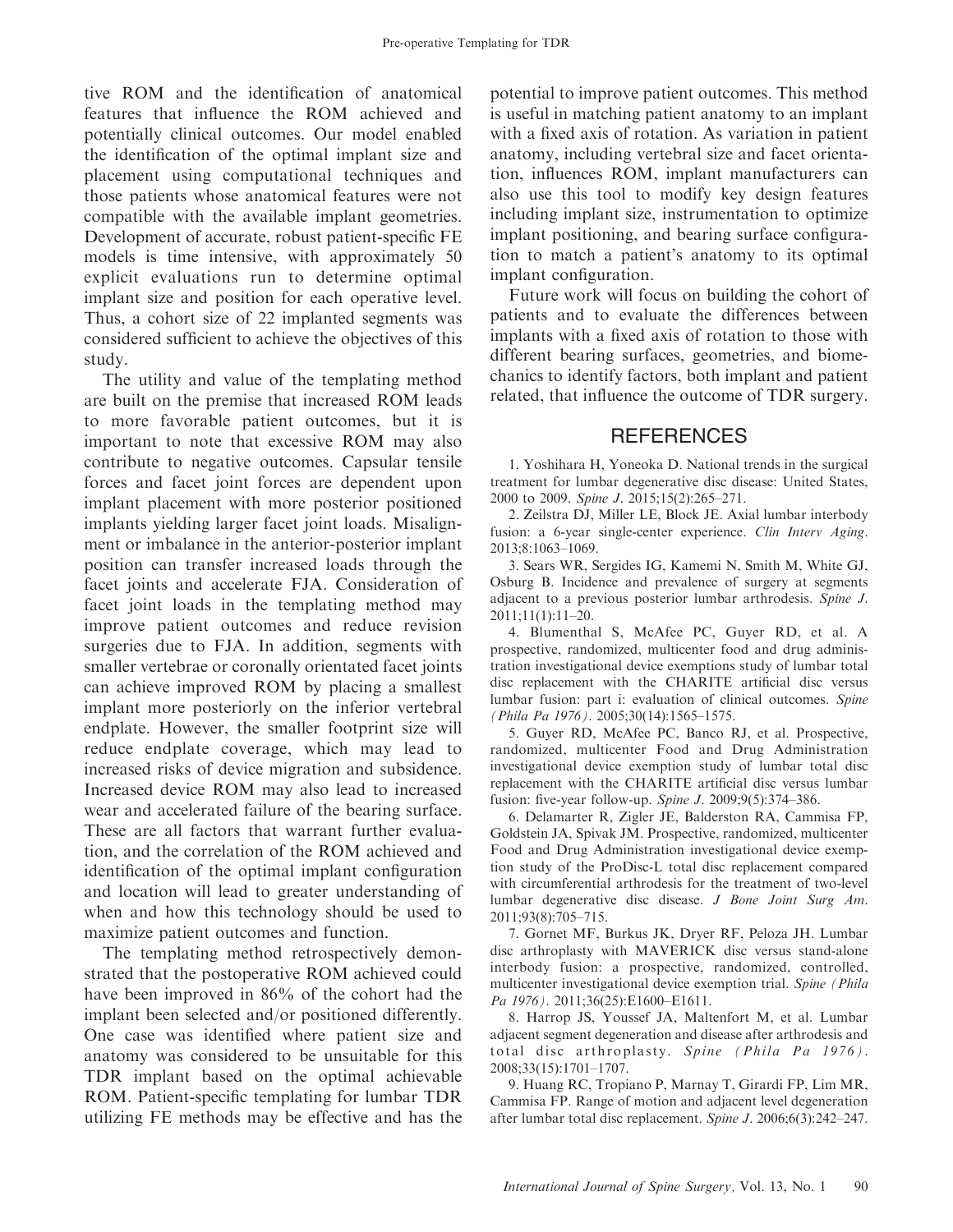tive ROM and the identification of anatomical features that influence the ROM achieved and potentially clinical outcomes. Our model enabled the identification of the optimal implant size and placement using computational techniques and those patients whose anatomical features were not compatible with the available implant geometries. Development of accurate, robust patient-specific FE models is time intensive, with approximately 50 explicit evaluations run to determine optimal implant size and position for each operative level. Thus, a cohort size of 22 implanted segments was considered sufficient to achieve the objectives of this study.

The utility and value of the templating method are built on the premise that increased ROM leads to more favorable patient outcomes, but it is important to note that excessive ROM may also contribute to negative outcomes. Capsular tensile forces and facet joint forces are dependent upon implant placement with more posterior positioned implants yielding larger facet joint loads. Misalignment or imbalance in the anterior-posterior implant position can transfer increased loads through the facet joints and accelerate FJA. Consideration of facet joint loads in the templating method may improve patient outcomes and reduce revision surgeries due to FJA. In addition, segments with smaller vertebrae or coronally orientated facet joints can achieve improved ROM by placing a smallest implant more posteriorly on the inferior vertebral endplate. However, the smaller footprint size will reduce endplate coverage, which may lead to increased risks of device migration and subsidence. Increased device ROM may also lead to increased wear and accelerated failure of the bearing surface. These are all factors that warrant further evaluation, and the correlation of the ROM achieved and identification of the optimal implant configuration and location will lead to greater understanding of when and how this technology should be used to maximize patient outcomes and function.

The templating method retrospectively demonstrated that the postoperative ROM achieved could have been improved in 86% of the cohort had the implant been selected and/or positioned differently. One case was identified where patient size and anatomy was considered to be unsuitable for this TDR implant based on the optimal achievable ROM. Patient-specific templating for lumbar TDR utilizing FE methods may be effective and has the potential to improve patient outcomes. This method is useful in matching patient anatomy to an implant with a fixed axis of rotation. As variation in patient anatomy, including vertebral size and facet orientation, influences ROM, implant manufacturers can also use this tool to modify key design features including implant size, instrumentation to optimize implant positioning, and bearing surface configuration to match a patient's anatomy to its optimal implant configuration.

Future work will focus on building the cohort of patients and to evaluate the differences between implants with a fixed axis of rotation to those with different bearing surfaces, geometries, and biomechanics to identify factors, both implant and patient related, that influence the outcome of TDR surgery.

## REFERENCES

1. Yoshihara H, Yoneoka D. National trends in the surgical treatment for lumbar degenerative disc disease: United States, 2000 to 2009. *Spine J*. 2015;15(2):265–271.

2. Zeilstra DJ, Miller LE, Block JE. Axial lumbar interbody fusion: a 6-year single-center experience. *Clin Interv Aging*. 2013;8:1063–1069.

3. Sears WR, Sergides IG, Kamemi N, Smith M, White GJ, Osburg B. Incidence and prevalence of surgery at segments adjacent to a previous posterior lumbar arthrodesis. *Spine J*. 2011;11(1):11–20.

4. Blumenthal S, McAfee PC, Guyer RD, et al. A prospective, randomized, multicenter food and drug administration investigational device exemptions study of lumbar total disc replacement with the CHARITE artificial disc versus lumbar fusion: part i: evaluation of clinical outcomes. *Spine (Phila Pa 1976)*. 2005;30(14):1565–1575.

5. Guyer RD, McAfee PC, Banco RJ, et al. Prospective, randomized, multicenter Food and Drug Administration investigational device exemption study of lumbar total disc replacement with the CHARITE artificial disc versus lumbar fusion: five-year follow-up. *Spine J*. 2009;9(5):374–386.

6. Delamarter R, Zigler JE, Balderston RA, Cammisa FP, Goldstein JA, Spivak JM. Prospective, randomized, multicenter Food and Drug Administration investigational device exemption study of the ProDisc-L total disc replacement compared with circumferential arthrodesis for the treatment of two-level lumbar degenerative disc disease. *J Bone Joint Surg Am*. 2011;93(8):705–715.

7. Gornet MF, Burkus JK, Dryer RF, Peloza JH. Lumbar disc arthroplasty with MAVERICK disc versus stand-alone interbody fusion: a prospective, randomized, controlled, multicenter investigational device exemption trial. *Spine (Phila Pa 1976)*. 2011;36(25):E1600–E1611.

8. Harrop JS, Youssef JA, Maltenfort M, et al. Lumbar adjacent segment degeneration and disease after arthrodesis and total disc arthroplasty. *Spine (Phila Pa 1976)*. 2008;33(15):1701–1707.

9. Huang RC, Tropiano P, Marnay T, Girardi FP, Lim MR, Cammisa FP. Range of motion and adjacent level degeneration after lumbar total disc replacement. *Spine J*. 2006;6(3):242–247.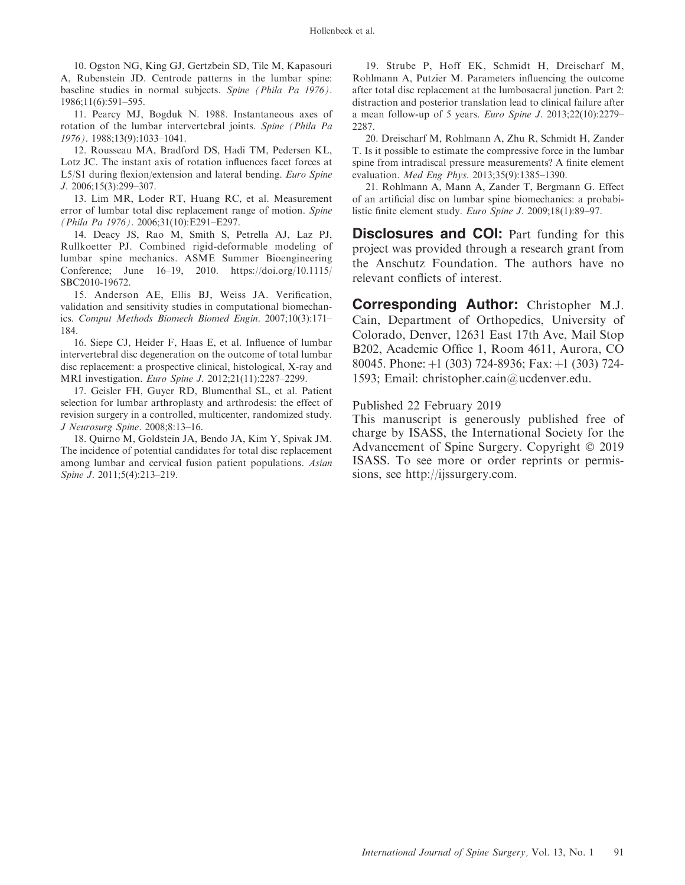10. Ogston NG, King GJ, Gertzbein SD, Tile M, Kapasouri A, Rubenstein JD. Centrode patterns in the lumbar spine: baseline studies in normal subjects. *Spine (Phila Pa 1976)*. 1986;11(6):591–595.

11. Pearcy MJ, Bogduk N. 1988. Instantaneous axes of rotation of the lumbar intervertebral joints. *Spine (Phila Pa 1976)*. 1988;13(9):1033–1041.

12. Rousseau MA, Bradford DS, Hadi TM, Pedersen KL, Lotz JC. The instant axis of rotation influences facet forces at L5/S1 during flexion/extension and lateral bending. *Euro Spine J*. 2006;15(3):299–307.

13. Lim MR, Loder RT, Huang RC, et al. Measurement error of lumbar total disc replacement range of motion. *Spine (Phila Pa 1976)*. 2006;31(10):E291–E297.

14. Deacy JS, Rao M, Smith S, Petrella AJ, Laz PJ, Rullkoetter PJ. Combined rigid-deformable modeling of lumbar spine mechanics. ASME Summer Bioengineering Conference; June 16–19, 2010. https://doi.org/10.1115/SBC2010-19672.

15. Anderson AE, Ellis BJ, Weiss JA. Verification, validation and sensitivity studies in computational biomechanics. *Comput Methods Biomech Biomed Engin*. 2007;10(3):171–184.

16. Siepe CJ, Heider F, Haas E, et al. Influence of lumbar intervertebral disc degeneration on the outcome of total lumbar disc replacement: a prospective clinical, histological, X-ray and MRI investigation. *Euro Spine J*. 2012;21(11):2287–2299.

17. Geisler FH, Guyer RD, Blumenthal SL, et al. Patient selection for lumbar arthroplasty and arthrodesis: the effect of revision surgery in a controlled, multicenter, randomized study. *J Neurosurg Spine*. 2008;8:13–16.

18. Quirno M, Goldstein JA, Bendo JA, Kim Y, Spivak JM. The incidence of potential candidates for total disc replacement among lumbar and cervical fusion patient populations. *Asian Spine J*. 2011;5(4):213–219.

19. Strube P, Hoff EK, Schmidt H, Dreischarf M, Rohlmann A, Putzier M. Parameters influencing the outcome after total disc replacement at the lumbosacral junction. Part 2: distraction and posterior translation lead to clinical failure after a mean follow-up of 5 years. *Euro Spine J*. 2013;22(10):2279–2287.

20. Dreischarf M, Rohlmann A, Zhu R, Schmidt H, Zander T. Is it possible to estimate the compressive force in the lumbar spine from intradiscal pressure measurements? A finite element evaluation. *Med Eng Phys*. 2013;35(9):1385–1390.

21. Rohlmann A, Mann A, Zander T, Bergmann G. Effect of an artificial disc on lumbar spine biomechanics: a probabilistic finite element study. *Euro Spine J*. 2009;18(1):89–97.

**Disclosures and COI:** Part funding for this project was provided through a research grant from the Anschutz Foundation. The authors have no relevant conflicts of interest.

**Corresponding Author:** Christopher M.J. Cain, Department of Orthopedics, University of Colorado, Denver, 12631 East 17th Ave, Mail Stop B202, Academic Office 1, Room 4611, Aurora, CO 80045. Phone: +1 (303) 724-8936; Fax: +1 (303) 724-1593; Email: christopher.cain@ucdenver.edu.

Published 22 February 2019

This manuscript is generously published free of charge by ISASS, the International Society for the Advancement of Spine Surgery. Copyright © 2019 ISASS. To see more or order reprints or permissions, see http://ijssurgery.com.